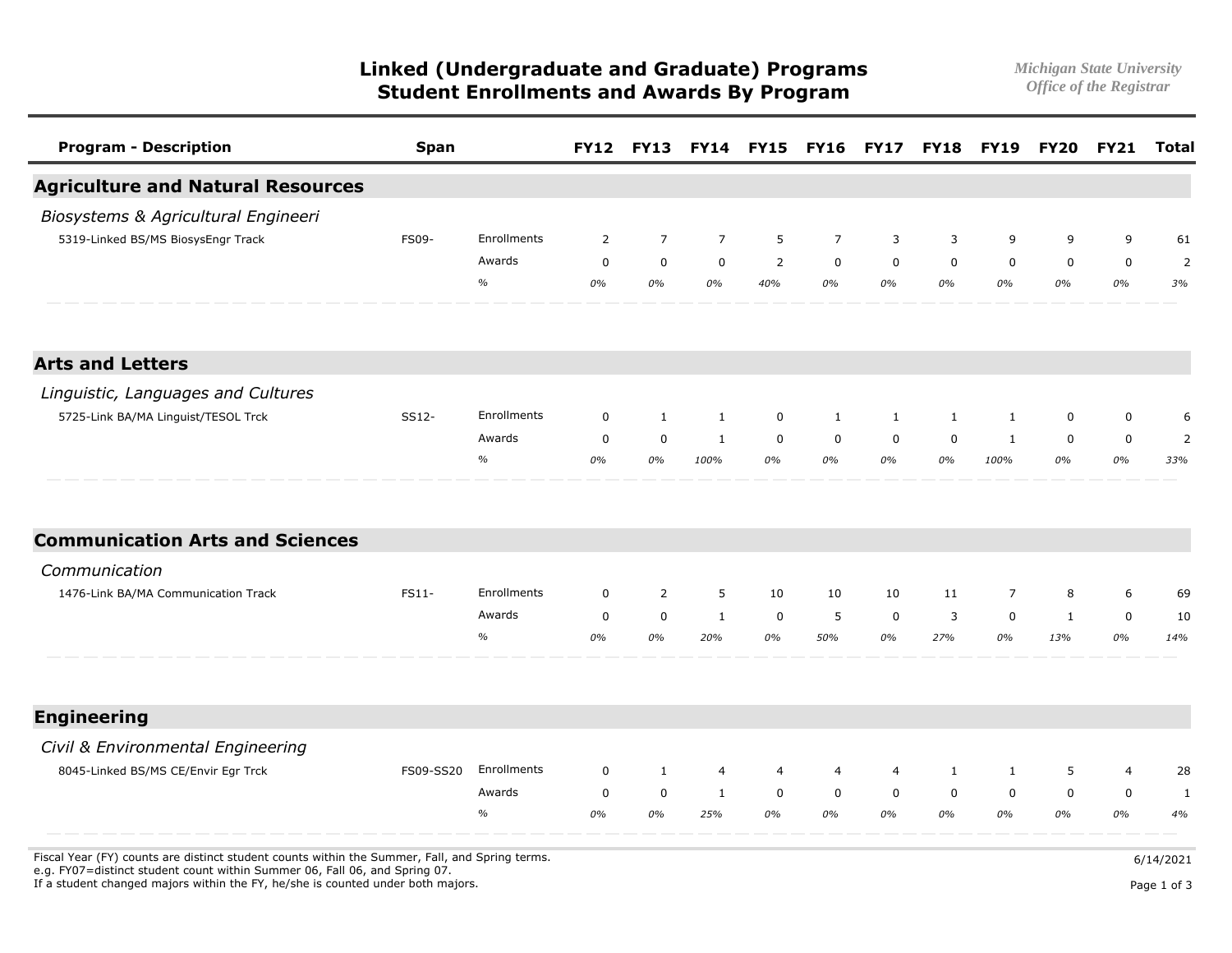# Linked (Undergraduate and Graduate) Programs
# Student Enrollments and Awards By Program

*Michigan State University*
*Office of the Registrar*

| Program - Description | Span | | FY12 | FY13 | FY14 | FY15 | FY16 | FY17 | FY18 | FY19 | FY20 | FY21 | Total |
|---|---|---|---|---|---|---|---|---|---|---|---|---|---|
| **Agriculture and Natural Resources** | | | | | | | | | | | | | |
| *Biosystems & Agricultural Engineeri* | | | | | | | | | | | | | |
| 5319-Linked BS/MS BiosysEngr Track | FS09- | Enrollments | 2 | 7 | 7 | 5 | 7 | 3 | 3 | 9 | 9 | 9 | 61 |
| | | Awards | 0 | 0 | 0 | 2 | 0 | 0 | 0 | 0 | 0 | 0 | 2 |
| | | % | *0%* | *0%* | *0%* | *40%* | *0%* | *0%* | *0%* | *0%* | *0%* | *0%* | *3%* |
| **Arts and Letters** | | | | | | | | | | | | | |
| *Linguistic, Languages and Cultures* | | | | | | | | | | | | | |
| 5725-Link BA/MA Linguist/TESOL Trck | SS12- | Enrollments | 0 | 1 | 1 | 0 | 1 | 1 | 1 | 1 | 0 | 0 | 6 |
| | | Awards | 0 | 0 | 1 | 0 | 0 | 0 | 0 | 1 | 0 | 0 | 2 |
| | | % | *0%* | *0%* | *100%* | *0%* | *0%* | *0%* | *0%* | *100%* | *0%* | *0%* | *33%* |
| **Communication Arts and Sciences** | | | | | | | | | | | | | |
| *Communication* | | | | | | | | | | | | | |
| 1476-Link BA/MA Communication Track | FS11- | Enrollments | 0 | 2 | 5 | 10 | 10 | 10 | 11 | 7 | 8 | 6 | 69 |
| | | Awards | 0 | 0 | 1 | 0 | 5 | 0 | 3 | 0 | 1 | 0 | 10 |
| | | % | *0%* | *0%* | *20%* | *0%* | *50%* | *0%* | *27%* | *0%* | *13%* | *0%* | *14%* |
| **Engineering** | | | | | | | | | | | | | |
| *Civil & Environmental Engineering* | | | | | | | | | | | | | |
| 8045-Linked BS/MS CE/Envir Egr Trck | FS09-SS20 | Enrollments | 0 | 1 | 4 | 4 | 4 | 4 | 1 | 1 | 5 | 4 | 28 |
| | | Awards | 0 | 0 | 1 | 0 | 0 | 0 | 0 | 0 | 0 | 0 | 1 |
| | | % | *0%* | *0%* | *25%* | *0%* | *0%* | *0%* | *0%* | *0%* | *0%* | *0%* | *4%* |

Fiscal Year (FY) counts are distinct student counts within the Summer, Fall, and Spring terms.
e.g. FY07=distinct student count within Summer 06, Fall 06, and Spring 07.
If a student changed majors within the FY, he/she is counted under both majors.

6/14/2021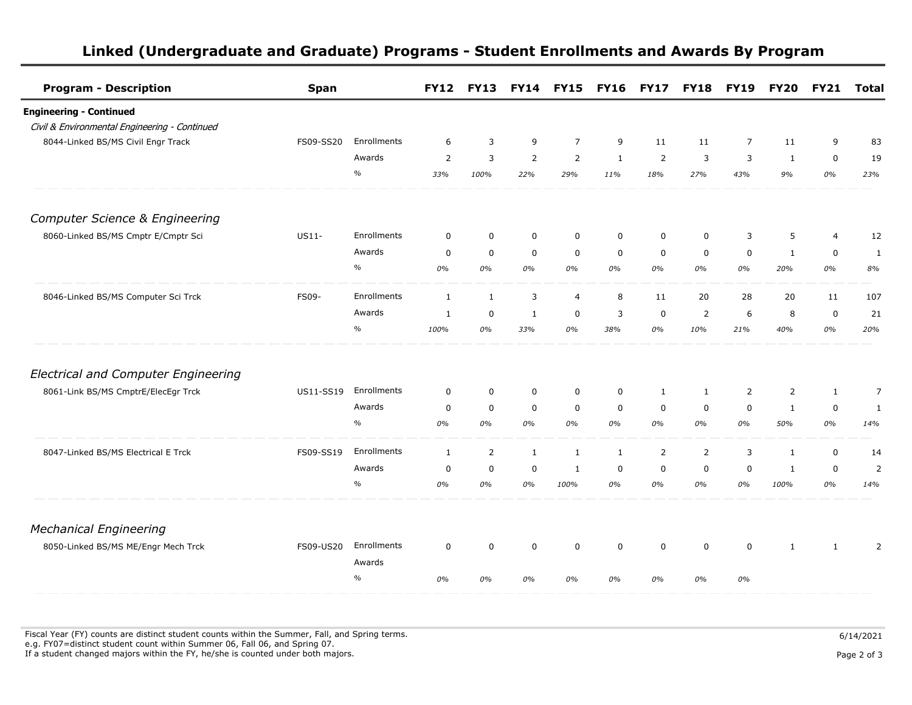# Linked (Undergraduate and Graduate) Programs - Student Enrollments and Awards By Program

| Program - Description | Span | | FY12 | FY13 | FY14 | FY15 | FY16 | FY17 | FY18 | FY19 | FY20 | FY21 | Total |
|---|---|---|---|---|---|---|---|---|---|---|---|---|---|
| **Engineering - Continued** | | | | | | | | | | | | | |
| *Civil & Environmental Engineering - Continued* | | | | | | | | | | | | | |
| 8044-Linked BS/MS Civil Engr Track | FS09-SS20 | Enrollments | 6 | 3 | 9 | 7 | 9 | 11 | 11 | 7 | 11 | 9 | 83 |
| | | Awards | 2 | 3 | 2 | 2 | 1 | 2 | 3 | 3 | 1 | 0 | 19 |
| | | % | *33%* | *100%* | *22%* | *29%* | *11%* | *18%* | *27%* | *43%* | *9%* | *0%* | *23%* |
| *Computer Science & Engineering* | | | | | | | | | | | | | |
| 8060-Linked BS/MS Cmptr E/Cmptr Sci | US11- | Enrollments | 0 | 0 | 0 | 0 | 0 | 0 | 0 | 3 | 5 | 4 | 12 |
| | | Awards | 0 | 0 | 0 | 0 | 0 | 0 | 0 | 0 | 1 | 0 | 1 |
| | | % | *0%* | *0%* | *0%* | *0%* | *0%* | *0%* | *0%* | *0%* | *20%* | *0%* | *8%* |
| 8046-Linked BS/MS Computer Sci Trck | FS09- | Enrollments | 1 | 1 | 3 | 4 | 8 | 11 | 20 | 28 | 20 | 11 | 107 |
| | | Awards | 1 | 0 | 1 | 0 | 3 | 0 | 2 | 6 | 8 | 0 | 21 |
| | | % | *100%* | *0%* | *33%* | *0%* | *38%* | *0%* | *10%* | *21%* | *40%* | *0%* | *20%* |
| *Electrical and Computer Engineering* | | | | | | | | | | | | | |
| 8061-Link BS/MS CmptrE/ElecEgr Trck | US11-SS19 | Enrollments | 0 | 0 | 0 | 0 | 0 | 1 | 1 | 2 | 2 | 1 | 7 |
| | | Awards | 0 | 0 | 0 | 0 | 0 | 0 | 0 | 0 | 1 | 0 | 1 |
| | | % | *0%* | *0%* | *0%* | *0%* | *0%* | *0%* | *0%* | *0%* | *50%* | *0%* | *14%* |
| 8047-Linked BS/MS Electrical E Trck | FS09-SS19 | Enrollments | 1 | 2 | 1 | 1 | 1 | 2 | 2 | 3 | 1 | 0 | 14 |
| | | Awards | 0 | 0 | 0 | 1 | 0 | 0 | 0 | 0 | 1 | 0 | 2 |
| | | % | *0%* | *0%* | *0%* | *100%* | *0%* | *0%* | *0%* | *0%* | *100%* | *0%* | *14%* |
| *Mechanical Engineering* | | | | | | | | | | | | | |
| 8050-Linked BS/MS ME/Engr Mech Trck | FS09-US20 | Enrollments | 0 | 0 | 0 | 0 | 0 | 0 | 0 | 0 | 1 | 1 | 2 |
| | | Awards | | | | | | | | | | | |
| | | % | *0%* | *0%* | *0%* | *0%* | *0%* | *0%* | *0%* | *0%* | | | |

Fiscal Year (FY) counts are distinct student counts within the Summer, Fall, and Spring terms.
e.g. FY07=distinct student count within Summer 06, Fall 06, and Spring 07.
If a student changed majors within the FY, he/she is counted under both majors.

6/14/2021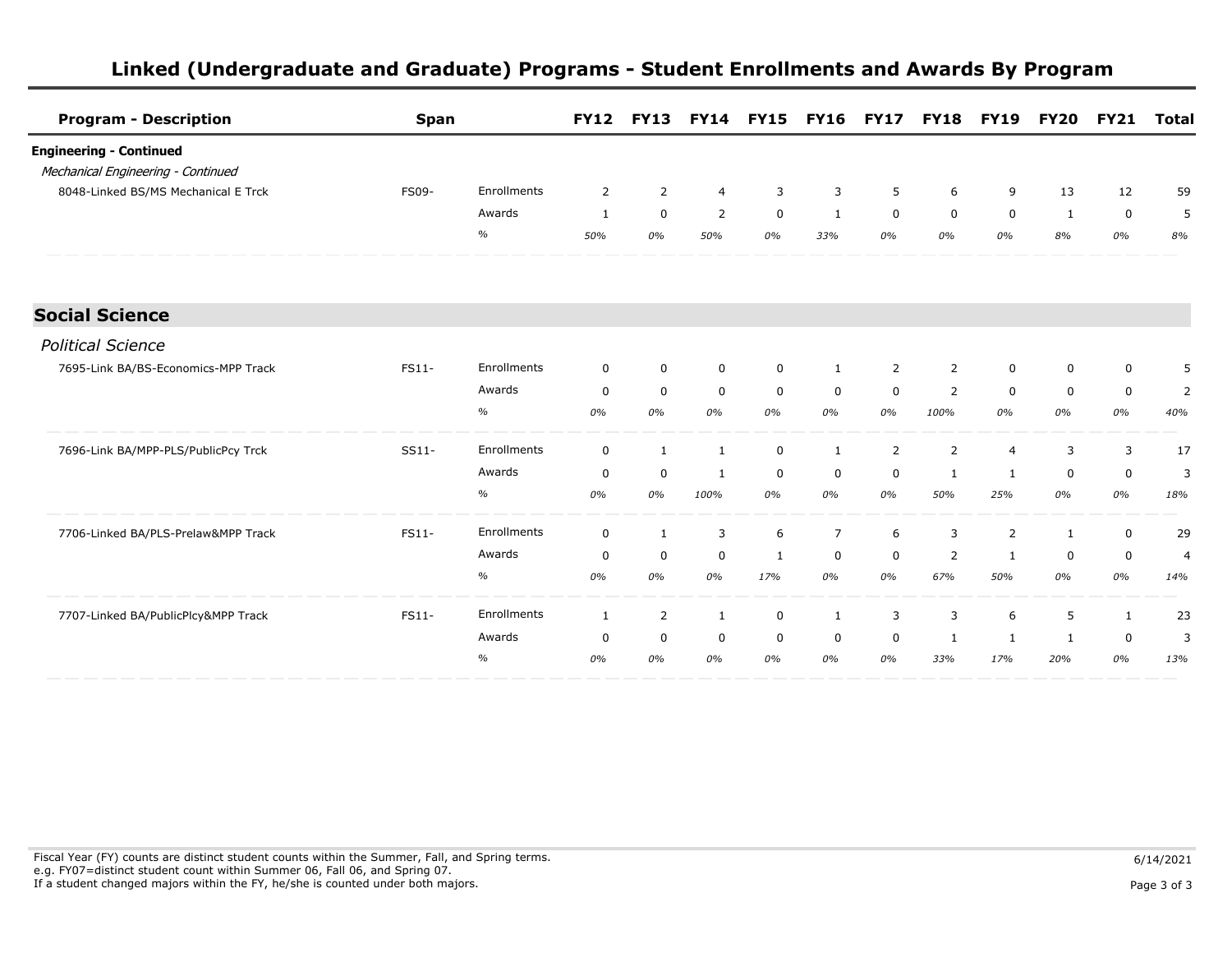# Linked (Undergraduate and Graduate) Programs - Student Enrollments and Awards By Program

| Program - Description | Span | | FY12 | FY13 | FY14 | FY15 | FY16 | FY17 | FY18 | FY19 | FY20 | FY21 | Total |
|---|---|---|---|---|---|---|---|---|---|---|---|---|---|
| **Engineering - Continued** | | | | | | | | | | | | | |
| *Mechanical Engineering - Continued* | | | | | | | | | | | | | |
| 8048-Linked BS/MS Mechanical E Trck | FS09- | Enrollments | 2 | 2 | 4 | 3 | 3 | 5 | 6 | 9 | 13 | 12 | 59 |
| | | Awards | 1 | 0 | 2 | 0 | 1 | 0 | 0 | 0 | 1 | 0 | 5 |
| | | % | *50%* | *0%* | *50%* | *0%* | *33%* | *0%* | *0%* | *0%* | *8%* | *0%* | *8%* |

## Social Science

### *Political Science*

| Program - Description | Span | | FY12 | FY13 | FY14 | FY15 | FY16 | FY17 | FY18 | FY19 | FY20 | FY21 | Total |
|---|---|---|---|---|---|---|---|---|---|---|---|---|---|
| 7695-Link BA/BS-Economics-MPP Track | FS11- | Enrollments | 0 | 0 | 0 | 0 | 1 | 2 | 2 | 0 | 0 | 0 | 5 |
| | | Awards | 0 | 0 | 0 | 0 | 0 | 0 | 2 | 0 | 0 | 0 | 2 |
| | | % | *0%* | *0%* | *0%* | *0%* | *0%* | *0%* | *100%* | *0%* | *0%* | *0%* | *40%* |
| 7696-Link BA/MPP-PLS/PublicPcy Trck | SS11- | Enrollments | 0 | 1 | 1 | 0 | 1 | 2 | 2 | 4 | 3 | 3 | 17 |
| | | Awards | 0 | 0 | 1 | 0 | 0 | 0 | 1 | 1 | 0 | 0 | 3 |
| | | % | *0%* | *0%* | *100%* | *0%* | *0%* | *0%* | *50%* | *25%* | *0%* | *0%* | *18%* |
| 7706-Linked BA/PLS-Prelaw&MPP Track | FS11- | Enrollments | 0 | 1 | 3 | 6 | 7 | 6 | 3 | 2 | 1 | 0 | 29 |
| | | Awards | 0 | 0 | 0 | 1 | 0 | 0 | 2 | 1 | 0 | 0 | 4 |
| | | % | *0%* | *0%* | *0%* | *17%* | *0%* | *0%* | *67%* | *50%* | *0%* | *0%* | *14%* |
| 7707-Linked BA/PublicPlcy&MPP Track | FS11- | Enrollments | 1 | 2 | 1 | 0 | 1 | 3 | 3 | 6 | 5 | 1 | 23 |
| | | Awards | 0 | 0 | 0 | 0 | 0 | 0 | 1 | 1 | 1 | 0 | 3 |
| | | % | *0%* | *0%* | *0%* | *0%* | *0%* | *0%* | *33%* | *17%* | *20%* | *0%* | *13%* |

Fiscal Year (FY) counts are distinct student counts within the Summer, Fall, and Spring terms.
e.g. FY07=distinct student count within Summer 06, Fall 06, and Spring 07.
If a student changed majors within the FY, he/she is counted under both majors.

6/14/2021